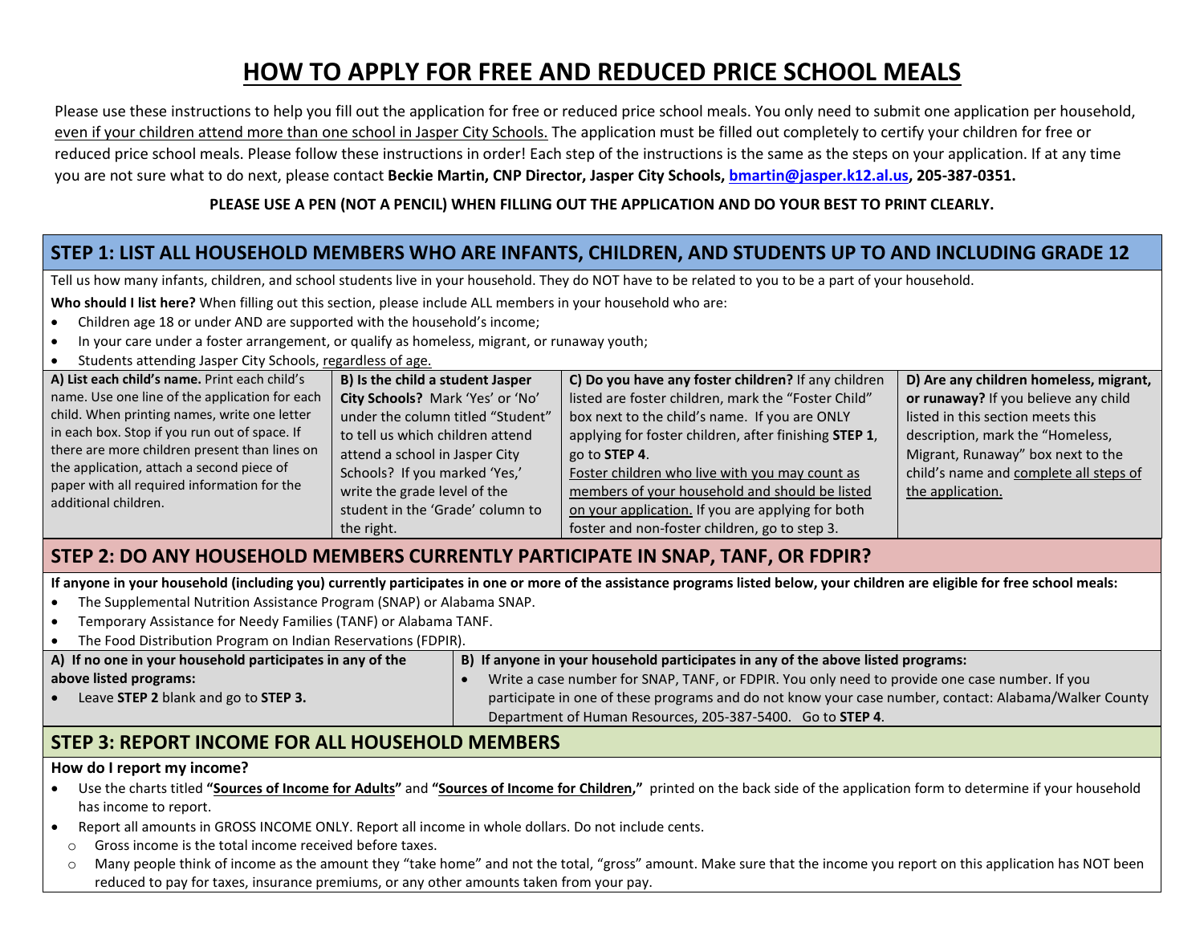# HOW TO APPLY FOR FREE AND REDUCED PRICE SCHOOL MEALS

Please use these instructions to help you fill out the application for free or reduced price school meals. You only need to submit one application per household, even if your children attend more than one school in Jasper City Schools. The application must be filled out completely to certify your children for free or reduced price school meals. Please follow these instructions in order! Each step of the instructions is the same as the steps on your application. If at any time you are not sure what to do next, please contact **Beckie Martin, CNP Director, Jasper City Schools, bmartin@jasper.k12.al.us, 205-387-0351.**

**PLEASE USE A PEN (NOT A PENCIL) WHEN FILLING OUT THE APPLICATION AND DO YOUR BEST TO PRINT CLEARLY.**

## STEP 1: LIST ALL HOUSEHOLD MEMBERS WHO ARE INFANTS, CHILDREN, AND STUDENTS UP TO AND INCLUDING GRADE 12

Tell us how many infants, children, and school students live in your household. They do NOT have to be related to you to be a part of your household.

**Who should I list here?** When filling out this section, please include ALL members in your household who are:

- Children age 18 or under AND are supported with the household's income;
- In your care under a foster arrangement, or qualify as homeless, migrant, or runaway youth;
- Students attending Jasper City Schools, regardless of age.

| **A) List each child's name.** Print each child's name. Use one line of the application for each child. When printing names, write one letter in each box. Stop if you run out of space. If there are more children present than lines on the application, attach a second piece of paper with all required information for the additional children. | **B) Is the child a student Jasper City Schools?** Mark 'Yes' or 'No' under the column titled "Student" to tell us which children attend attend a school in Jasper City Schools? If you marked 'Yes,' write the grade level of the student in the 'Grade' column to the right. | **C) Do you have any foster children?** If any children listed are foster children, mark the "Foster Child" box next to the child's name. If you are ONLY applying for foster children, after finishing **STEP 1**, go to **STEP 4**. Foster children who live with you may count as members of your household and should be listed on your application. If you are applying for both foster and non-foster children, go to step 3. | **D) Are any children homeless, migrant, or runaway?** If you believe any child listed in this section meets this description, mark the "Homeless, Migrant, Runaway" box next to the child's name and complete all steps of the application. |
|---|---|---|---|

## STEP 2: DO ANY HOUSEHOLD MEMBERS CURRENTLY PARTICIPATE IN SNAP, TANF, OR FDPIR?

**If anyone in your household (including you) currently participates in one or more of the assistance programs listed below, your children are eligible for free school meals:**

- The Supplemental Nutrition Assistance Program (SNAP) or Alabama SNAP.
- Temporary Assistance for Needy Families (TANF) or Alabama TANF.
- The Food Distribution Program on Indian Reservations (FDPIR).

| **A) If no one in your household participates in any of the above listed programs:** | **B) If anyone in your household participates in any of the above listed programs:** |
|---|---|
| • Leave **STEP 2** blank and go to **STEP 3.** | • Write a case number for SNAP, TANF, or FDPIR. You only need to provide one case number. If you participate in one of these programs and do not know your case number, contact: Alabama/Walker County Department of Human Resources, 205-387-5400. Go to **STEP 4**. |

## STEP 3: REPORT INCOME FOR ALL HOUSEHOLD MEMBERS

**How do I report my income?**

- Use the charts titled **"Sources of Income for Adults"** and **"Sources of Income for Children,"** printed on the back side of the application form to determine if your household has income to report.
- Report all amounts in GROSS INCOME ONLY. Report all income in whole dollars. Do not include cents.
  - Gross income is the total income received before taxes.
  - Many people think of income as the amount they "take home" and not the total, "gross" amount. Make sure that the income you report on this application has NOT been reduced to pay for taxes, insurance premiums, or any other amounts taken from your pay.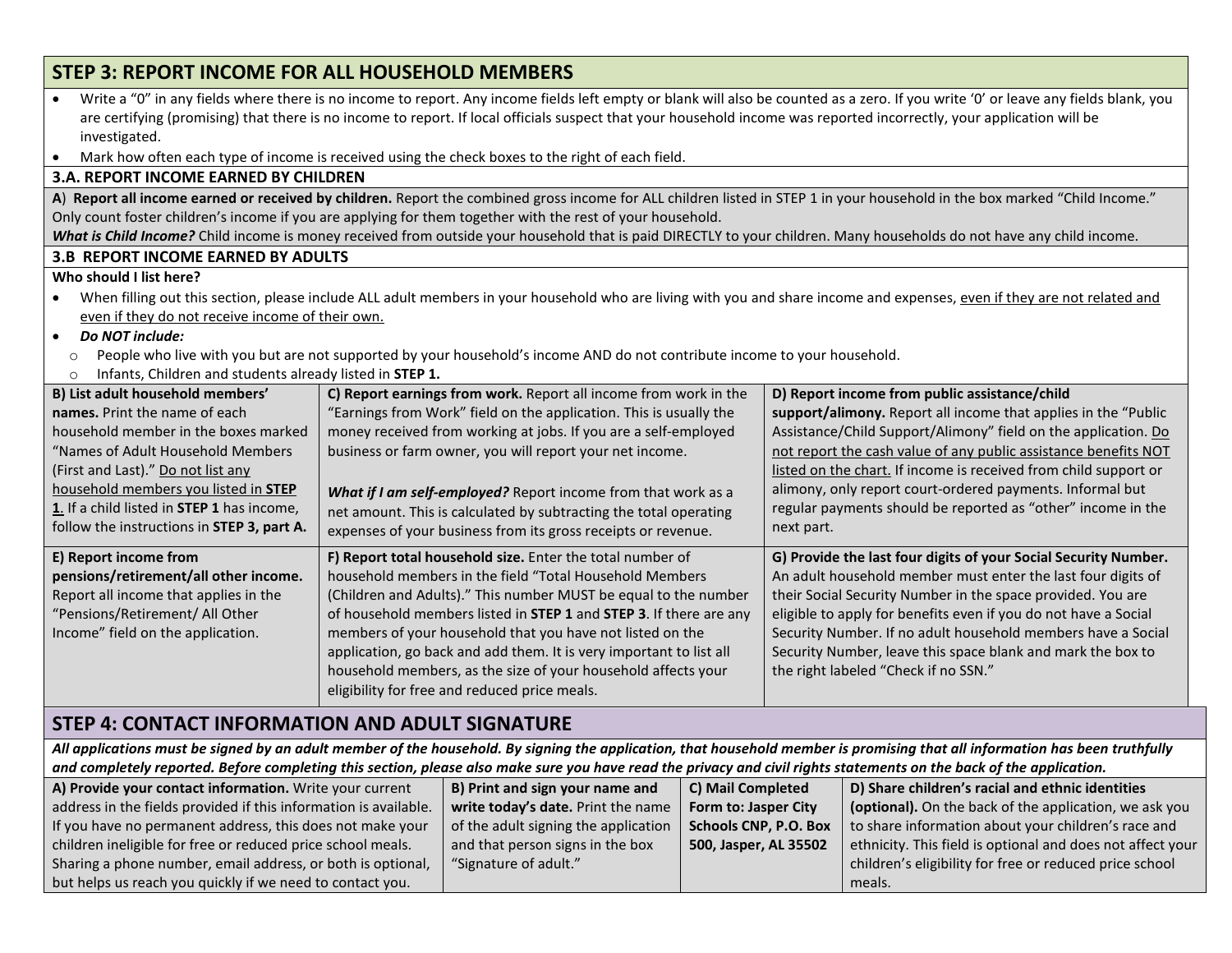## STEP 3: REPORT INCOME FOR ALL HOUSEHOLD MEMBERS

- Write a "0" in any fields where there is no income to report. Any income fields left empty or blank will also be counted as a zero. If you write '0' or leave any fields blank, you are certifying (promising) that there is no income to report. If local officials suspect that your household income was reported incorrectly, your application will be investigated.
- Mark how often each type of income is received using the check boxes to the right of each field.

### 3.A. REPORT INCOME EARNED BY CHILDREN

**A)** **Report all income earned or received by children.** Report the combined gross income for ALL children listed in STEP 1 in your household in the box marked "Child Income." Only count foster children's income if you are applying for them together with the rest of your household.

***What is Child Income?*** Child income is money received from outside your household that is paid DIRECTLY to your children. Many households do not have any child income.

### 3.B REPORT INCOME EARNED BY ADULTS

**Who should I list here?**

- When filling out this section, please include ALL adult members in your household who are living with you and share income and expenses, even if they are not related and even if they do not receive income of their own.
- ***Do NOT include:***
  - People who live with you but are not supported by your household's income AND do not contribute income to your household.
  - Infants, Children and students already listed in **STEP 1.**

**B) List adult household members' names.** Print the name of each household member in the boxes marked "Names of Adult Household Members (First and Last)." Do not list any household members you listed in **STEP 1**. If a child listed in **STEP 1** has income, follow the instructions in **STEP 3, part A.**

**C) Report earnings from work.** Report all income from work in the "Earnings from Work" field on the application. This is usually the money received from working at jobs. If you are a self-employed business or farm owner, you will report your net income.

***What if I am self-employed?*** Report income from that work as a net amount. This is calculated by subtracting the total operating expenses of your business from its gross receipts or revenue.

**D) Report income from public assistance/child support/alimony.** Report all income that applies in the "Public Assistance/Child Support/Alimony" field on the application. Do not report the cash value of any public assistance benefits NOT listed on the chart. If income is received from child support or alimony, only report court-ordered payments. Informal but regular payments should be reported as "other" income in the next part.

**E) Report income from pensions/retirement/all other income.** Report all income that applies in the "Pensions/Retirement/ All Other Income" field on the application.

**F) Report total household size.** Enter the total number of household members in the field "Total Household Members (Children and Adults)." This number MUST be equal to the number of household members listed in **STEP 1** and **STEP 3**. If there are any members of your household that you have not listed on the application, go back and add them. It is very important to list all household members, as the size of your household affects your eligibility for free and reduced price meals.

**G) Provide the last four digits of your Social Security Number.** An adult household member must enter the last four digits of their Social Security Number in the space provided. You are eligible to apply for benefits even if you do not have a Social Security Number. If no adult household members have a Social Security Number, leave this space blank and mark the box to the right labeled "Check if no SSN."

## STEP 4: CONTACT INFORMATION AND ADULT SIGNATURE

***All applications must be signed by an adult member of the household. By signing the application, that household member is promising that all information has been truthfully and completely reported. Before completing this section, please also make sure you have read the privacy and civil rights statements on the back of the application.***

**A) Provide your contact information.** Write your current address in the fields provided if this information is available. If you have no permanent address, this does not make your children ineligible for free or reduced price school meals. Sharing a phone number, email address, or both is optional, but helps us reach you quickly if we need to contact you.

**B) Print and sign your name and write today's date.** Print the name of the adult signing the application and that person signs in the box "Signature of adult."

**C) Mail Completed Form to: Jasper City Schools CNP, P.O. Box 500, Jasper, AL 35502**

**D) Share children's racial and ethnic identities (optional).** On the back of the application, we ask you to share information about your children's race and ethnicity. This field is optional and does not affect your children's eligibility for free or reduced price school meals.